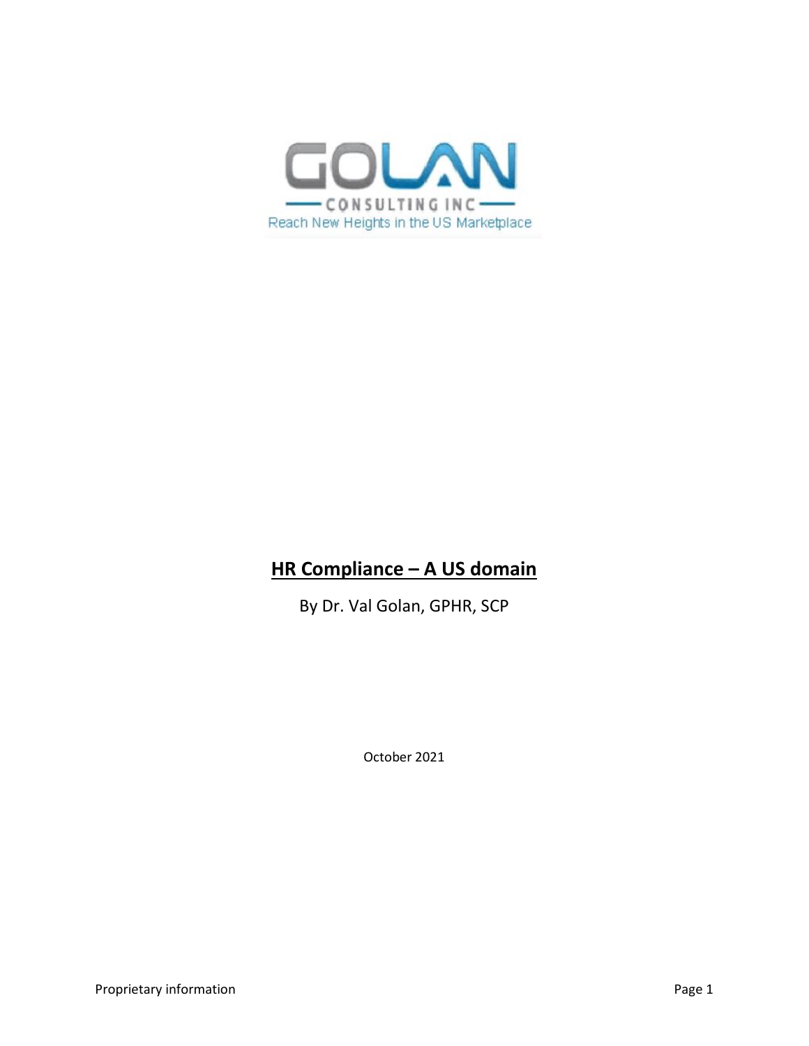GOLAN

CONSULTING INC

Reach New Heights in the US Marketplace

# HR Compliance – A US domain

By Dr. Val Golan, GPHR, SCP

October 2021

Proprietary information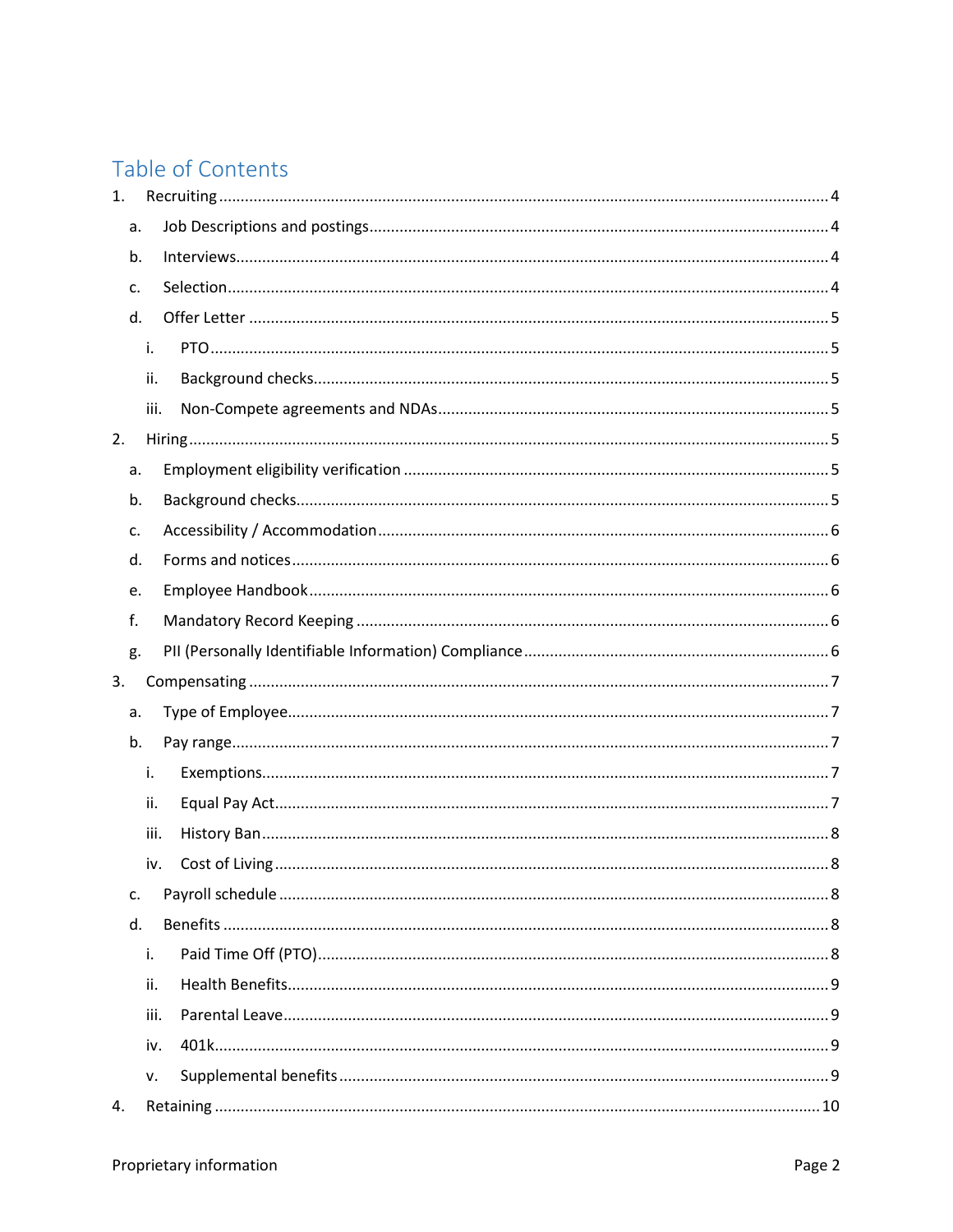# Table of Contents

1. Recruiting ... 4
   a. Job Descriptions and postings ... 4
   b. Interviews ... 4
   c. Selection ... 4
   d. Offer Letter ... 5
      i. PTO ... 5
      ii. Background checks ... 5
      iii. Non-Compete agreements and NDAs ... 5
2. Hiring ... 5
   a. Employment eligibility verification ... 5
   b. Background checks ... 5
   c. Accessibility / Accommodation ... 6
   d. Forms and notices ... 6
   e. Employee Handbook ... 6
   f. Mandatory Record Keeping ... 6
   g. PII (Personally Identifiable Information) Compliance ... 6
3. Compensating ... 7
   a. Type of Employee ... 7
   b. Pay range ... 7
      i. Exemptions ... 7
      ii. Equal Pay Act ... 7
      iii. History Ban ... 8
      iv. Cost of Living ... 8
   c. Payroll schedule ... 8
   d. Benefits ... 8
      i. Paid Time Off (PTO) ... 8
      ii. Health Benefits ... 9
      iii. Parental Leave ... 9
      iv. 401k ... 9
      v. Supplemental benefits ... 9
4. Retaining ... 10

Proprietary information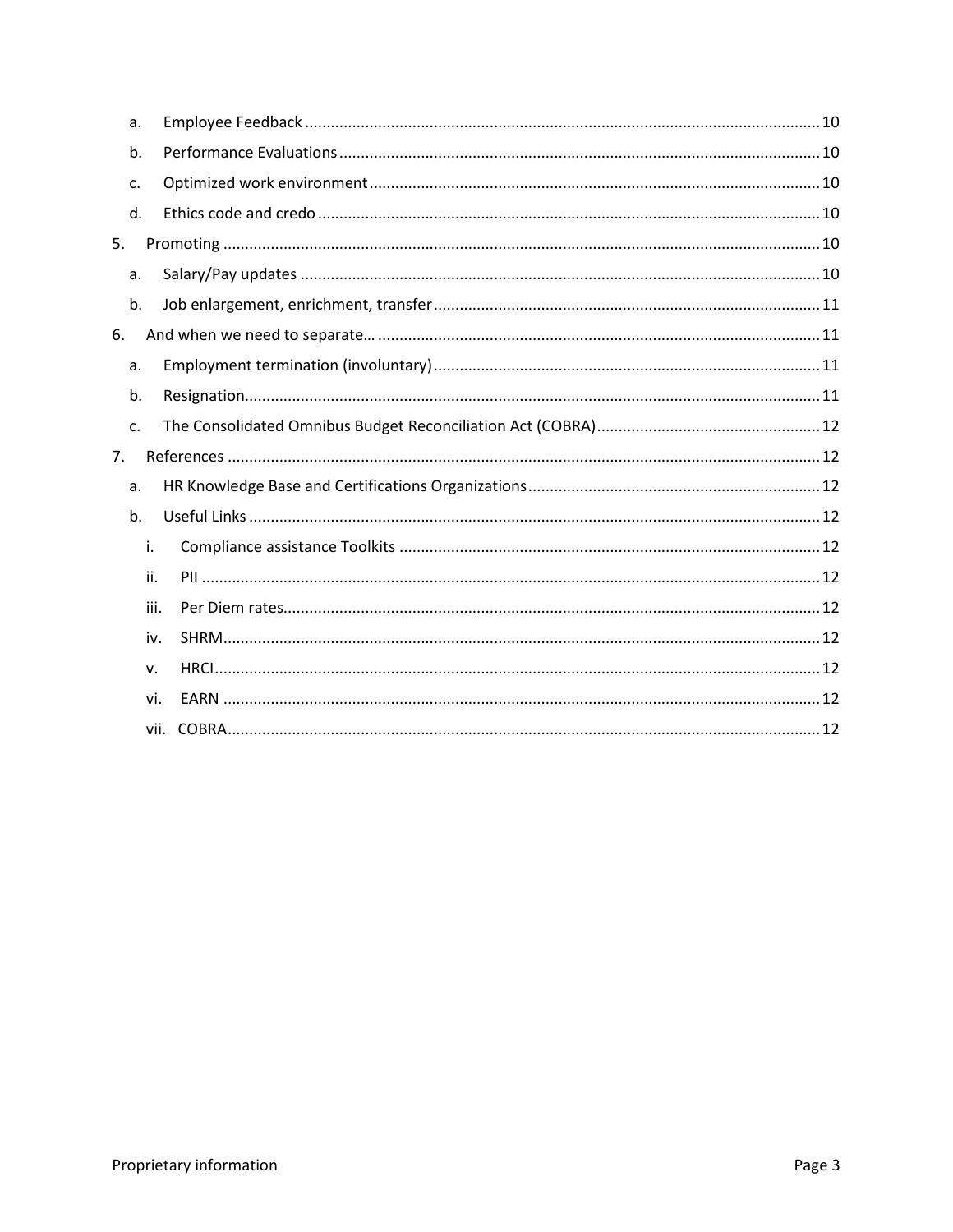a. Employee Feedback ........................................................................................................................ 10

b. Performance Evaluations ............................................................................................................... 10

c. Optimized work environment ........................................................................................................ 10

d. Ethics code and credo .................................................................................................................... 10

5. Promoting ......................................................................................................................................... 10

a. Salary/Pay updates ........................................................................................................................ 10

b. Job enlargement, enrichment, transfer .......................................................................................... 11

6. And when we need to separate… ...................................................................................................... 11

a. Employment termination (involuntary) ......................................................................................... 11

b. Resignation ..................................................................................................................................... 11

c. The Consolidated Omnibus Budget Reconciliation Act (COBRA) .................................................... 12

7. References ......................................................................................................................................... 12

a. HR Knowledge Base and Certifications Organizations .................................................................... 12

b. Useful Links .................................................................................................................................... 12

i. Compliance assistance Toolkits .................................................................................................. 12

ii. PII ............................................................................................................................................... 12

iii. Per Diem rates ............................................................................................................................ 12

iv. SHRM .......................................................................................................................................... 12

v. HRCI ............................................................................................................................................ 12

vi. EARN .......................................................................................................................................... 12

vii. COBRA ........................................................................................................................................ 12

Proprietary information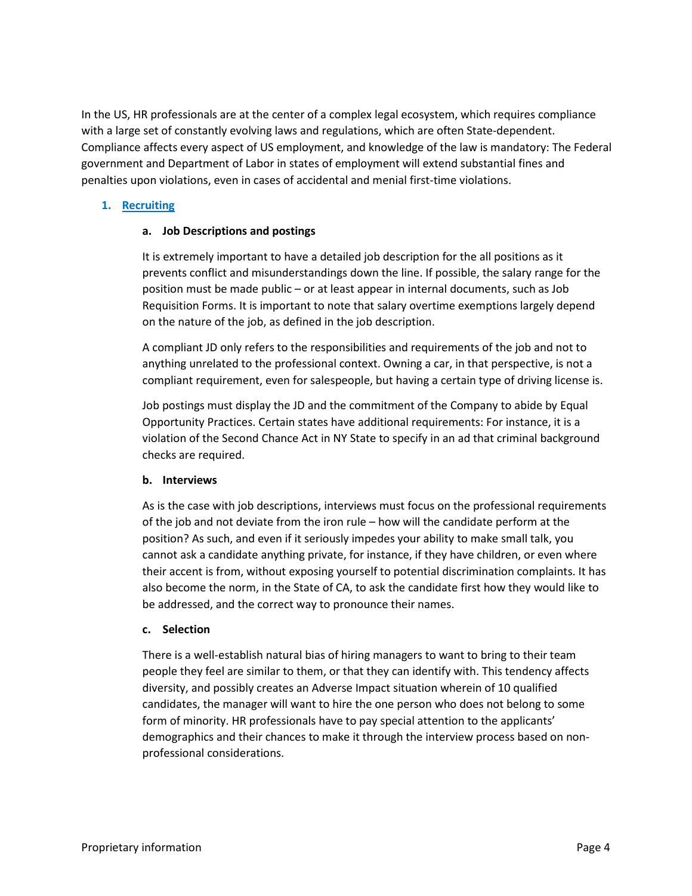In the US, HR professionals are at the center of a complex legal ecosystem, which requires compliance with a large set of constantly evolving laws and regulations, which are often State-dependent. Compliance affects every aspect of US employment, and knowledge of the law is mandatory: The Federal government and Department of Labor in states of employment will extend substantial fines and penalties upon violations, even in cases of accidental and menial first-time violations.

## 1. Recruiting

### a. Job Descriptions and postings

It is extremely important to have a detailed job description for the all positions as it prevents conflict and misunderstandings down the line. If possible, the salary range for the position must be made public – or at least appear in internal documents, such as Job Requisition Forms. It is important to note that salary overtime exemptions largely depend on the nature of the job, as defined in the job description.

A compliant JD only refers to the responsibilities and requirements of the job and not to anything unrelated to the professional context. Owning a car, in that perspective, is not a compliant requirement, even for salespeople, but having a certain type of driving license is.

Job postings must display the JD and the commitment of the Company to abide by Equal Opportunity Practices. Certain states have additional requirements: For instance, it is a violation of the Second Chance Act in NY State to specify in an ad that criminal background checks are required.

### b. Interviews

As is the case with job descriptions, interviews must focus on the professional requirements of the job and not deviate from the iron rule – how will the candidate perform at the position? As such, and even if it seriously impedes your ability to make small talk, you cannot ask a candidate anything private, for instance, if they have children, or even where their accent is from, without exposing yourself to potential discrimination complaints. It has also become the norm, in the State of CA, to ask the candidate first how they would like to be addressed, and the correct way to pronounce their names.

### c. Selection

There is a well-establish natural bias of hiring managers to want to bring to their team people they feel are similar to them, or that they can identify with. This tendency affects diversity, and possibly creates an Adverse Impact situation wherein of 10 qualified candidates, the manager will want to hire the one person who does not belong to some form of minority. HR professionals have to pay special attention to the applicants' demographics and their chances to make it through the interview process based on non-professional considerations.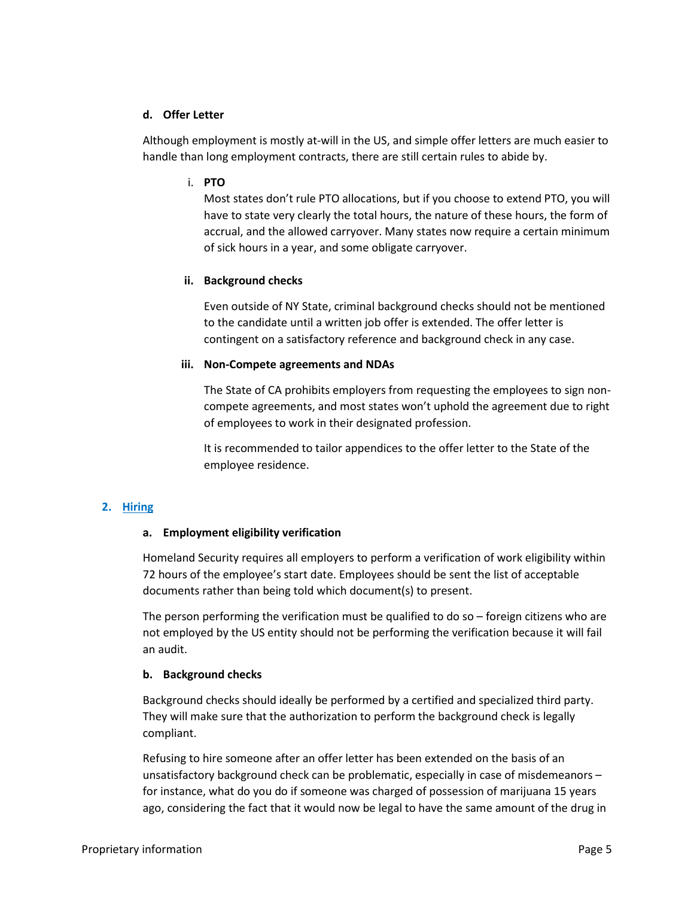#### d. Offer Letter

Although employment is mostly at-will in the US, and simple offer letters are much easier to handle than long employment contracts, there are still certain rules to abide by.

##### i. PTO

Most states don't rule PTO allocations, but if you choose to extend PTO, you will have to state very clearly the total hours, the nature of these hours, the form of accrual, and the allowed carryover. Many states now require a certain minimum of sick hours in a year, and some obligate carryover.

##### ii. Background checks

Even outside of NY State, criminal background checks should not be mentioned to the candidate until a written job offer is extended. The offer letter is contingent on a satisfactory reference and background check in any case.

##### iii. Non-Compete agreements and NDAs

The State of CA prohibits employers from requesting the employees to sign non-compete agreements, and most states won't uphold the agreement due to right of employees to work in their designated profession.

It is recommended to tailor appendices to the offer letter to the State of the employee residence.

### 2. Hiring

#### a. Employment eligibility verification

Homeland Security requires all employers to perform a verification of work eligibility within 72 hours of the employee's start date. Employees should be sent the list of acceptable documents rather than being told which document(s) to present.

The person performing the verification must be qualified to do so – foreign citizens who are not employed by the US entity should not be performing the verification because it will fail an audit.

#### b. Background checks

Background checks should ideally be performed by a certified and specialized third party. They will make sure that the authorization to perform the background check is legally compliant.

Refusing to hire someone after an offer letter has been extended on the basis of an unsatisfactory background check can be problematic, especially in case of misdemeanors – for instance, what do you do if someone was charged of possession of marijuana 15 years ago, considering the fact that it would now be legal to have the same amount of the drug in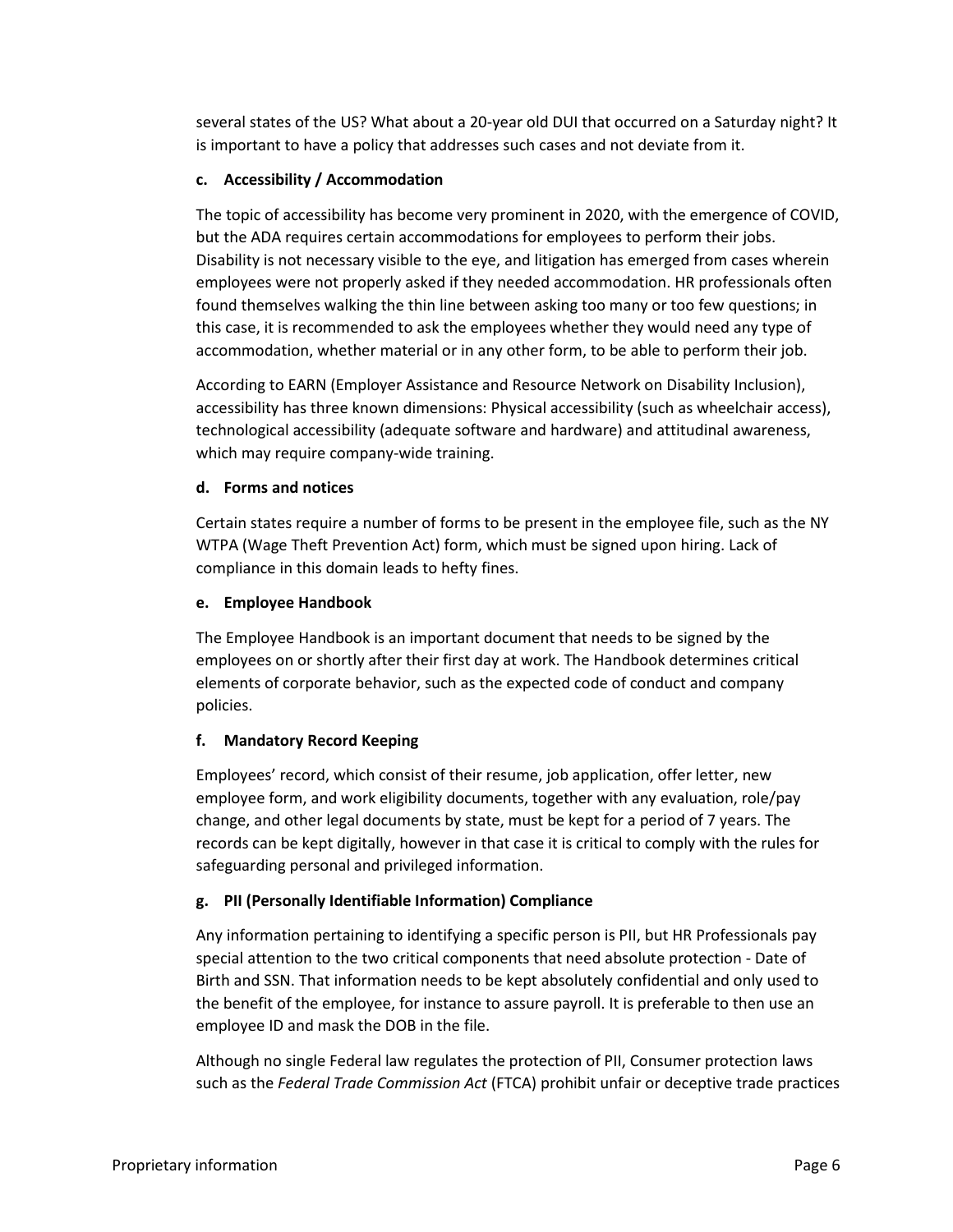several states of the US? What about a 20-year old DUI that occurred on a Saturday night? It is important to have a policy that addresses such cases and not deviate from it.

#### c. Accessibility / Accommodation

The topic of accessibility has become very prominent in 2020, with the emergence of COVID, but the ADA requires certain accommodations for employees to perform their jobs. Disability is not necessary visible to the eye, and litigation has emerged from cases wherein employees were not properly asked if they needed accommodation. HR professionals often found themselves walking the thin line between asking too many or too few questions; in this case, it is recommended to ask the employees whether they would need any type of accommodation, whether material or in any other form, to be able to perform their job.

According to EARN (Employer Assistance and Resource Network on Disability Inclusion), accessibility has three known dimensions: Physical accessibility (such as wheelchair access), technological accessibility (adequate software and hardware) and attitudinal awareness, which may require company-wide training.

#### d. Forms and notices

Certain states require a number of forms to be present in the employee file, such as the NY WTPA (Wage Theft Prevention Act) form, which must be signed upon hiring. Lack of compliance in this domain leads to hefty fines.

#### e. Employee Handbook

The Employee Handbook is an important document that needs to be signed by the employees on or shortly after their first day at work. The Handbook determines critical elements of corporate behavior, such as the expected code of conduct and company policies.

#### f. Mandatory Record Keeping

Employees' record, which consist of their resume, job application, offer letter, new employee form, and work eligibility documents, together with any evaluation, role/pay change, and other legal documents by state, must be kept for a period of 7 years. The records can be kept digitally, however in that case it is critical to comply with the rules for safeguarding personal and privileged information.

#### g. PII (Personally Identifiable Information) Compliance

Any information pertaining to identifying a specific person is PII, but HR Professionals pay special attention to the two critical components that need absolute protection - Date of Birth and SSN. That information needs to be kept absolutely confidential and only used to the benefit of the employee, for instance to assure payroll. It is preferable to then use an employee ID and mask the DOB in the file.

Although no single Federal law regulates the protection of PII, Consumer protection laws such as the *Federal Trade Commission Act* (FTCA) prohibit unfair or deceptive trade practices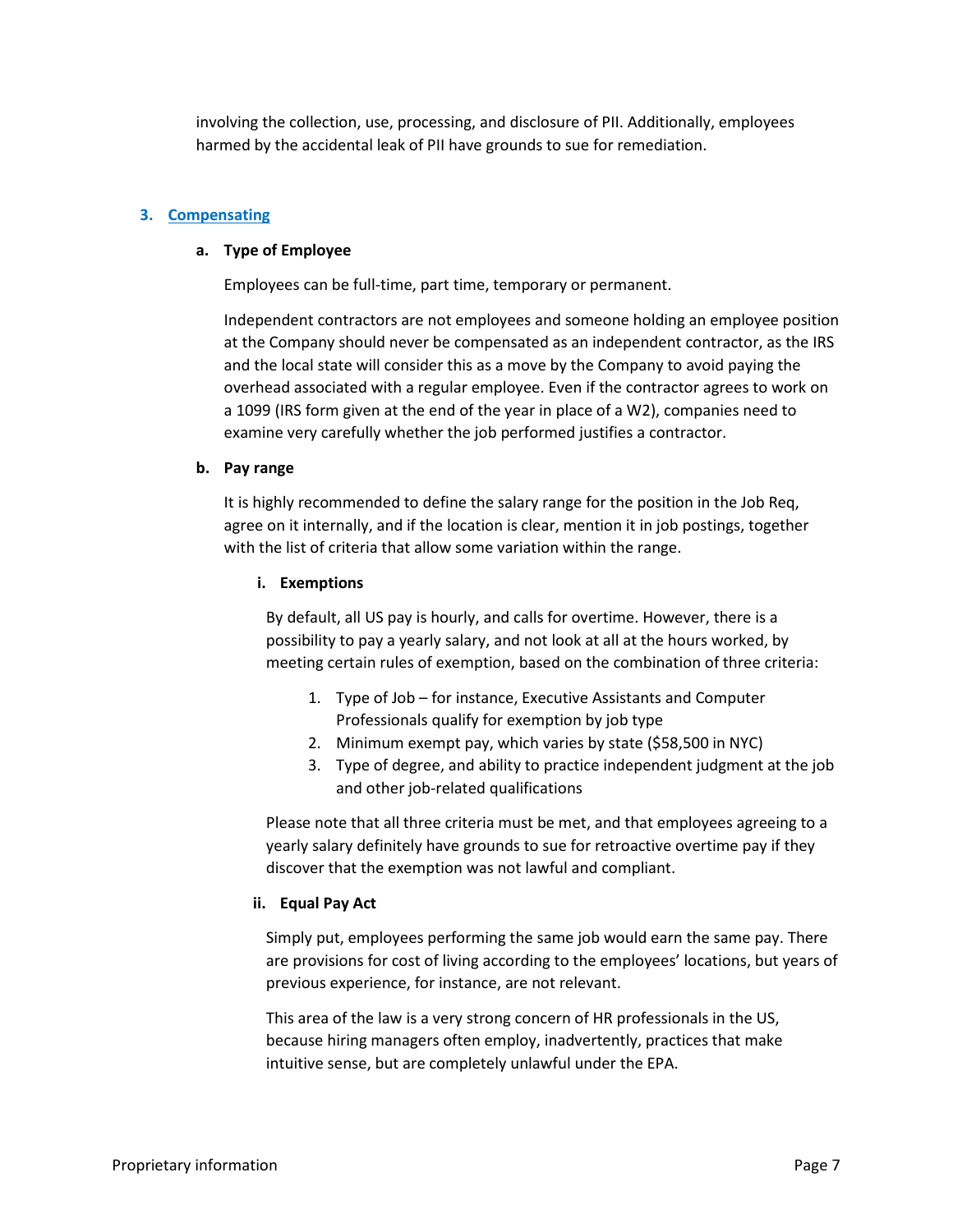involving the collection, use, processing, and disclosure of PII. Additionally, employees harmed by the accidental leak of PII have grounds to sue for remediation.

## 3. Compensating

### a. Type of Employee

Employees can be full-time, part time, temporary or permanent.

Independent contractors are not employees and someone holding an employee position at the Company should never be compensated as an independent contractor, as the IRS and the local state will consider this as a move by the Company to avoid paying the overhead associated with a regular employee. Even if the contractor agrees to work on a 1099 (IRS form given at the end of the year in place of a W2), companies need to examine very carefully whether the job performed justifies a contractor.

### b. Pay range

It is highly recommended to define the salary range for the position in the Job Req, agree on it internally, and if the location is clear, mention it in job postings, together with the list of criteria that allow some variation within the range.

#### i. Exemptions

By default, all US pay is hourly, and calls for overtime. However, there is a possibility to pay a yearly salary, and not look at all at the hours worked, by meeting certain rules of exemption, based on the combination of three criteria:

1. Type of Job – for instance, Executive Assistants and Computer Professionals qualify for exemption by job type
2. Minimum exempt pay, which varies by state ($58,500 in NYC)
3. Type of degree, and ability to practice independent judgment at the job and other job-related qualifications

Please note that all three criteria must be met, and that employees agreeing to a yearly salary definitely have grounds to sue for retroactive overtime pay if they discover that the exemption was not lawful and compliant.

#### ii. Equal Pay Act

Simply put, employees performing the same job would earn the same pay. There are provisions for cost of living according to the employees' locations, but years of previous experience, for instance, are not relevant.

This area of the law is a very strong concern of HR professionals in the US, because hiring managers often employ, inadvertently, practices that make intuitive sense, but are completely unlawful under the EPA.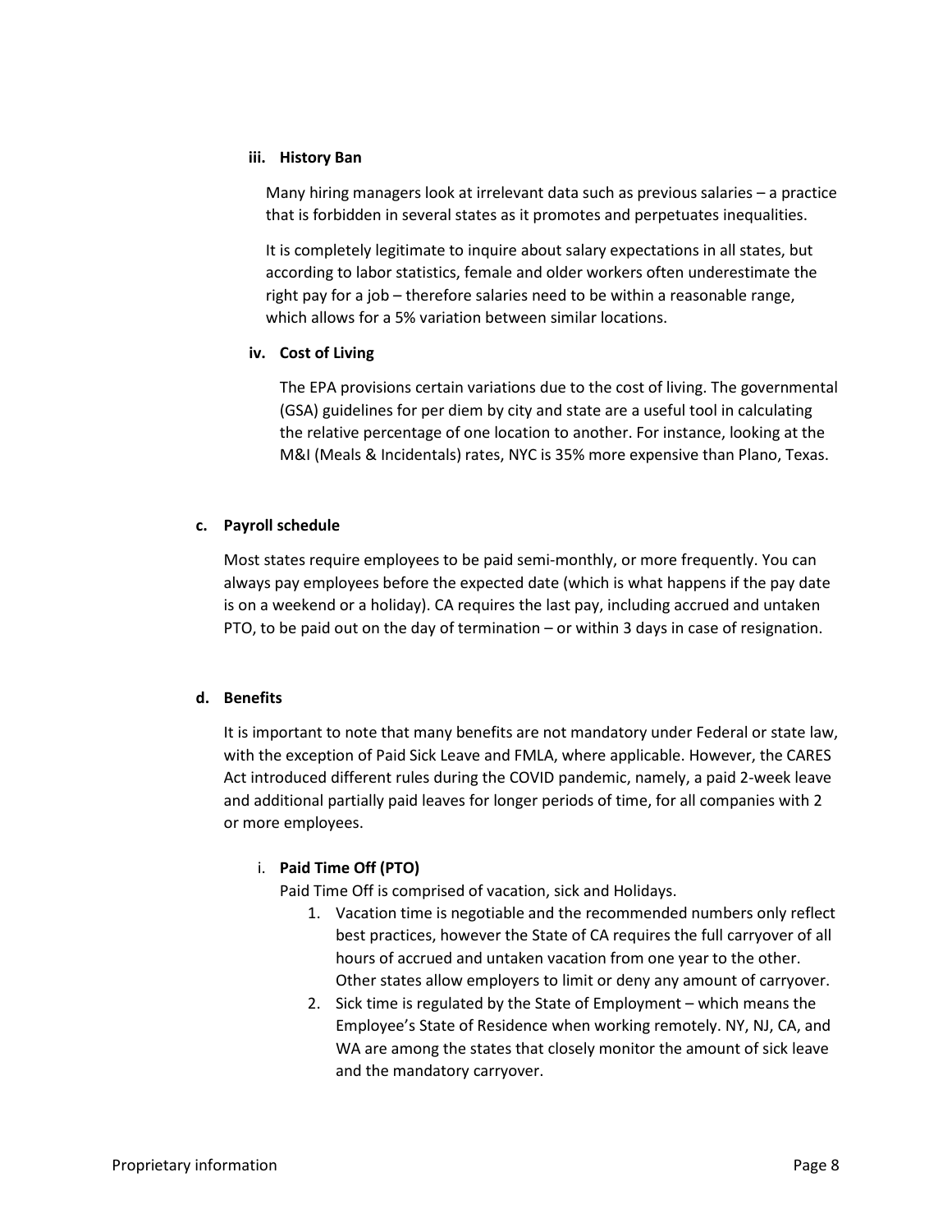#### iii. History Ban

Many hiring managers look at irrelevant data such as previous salaries – a practice that is forbidden in several states as it promotes and perpetuates inequalities.

It is completely legitimate to inquire about salary expectations in all states, but according to labor statistics, female and older workers often underestimate the right pay for a job – therefore salaries need to be within a reasonable range, which allows for a 5% variation between similar locations.

#### iv. Cost of Living

The EPA provisions certain variations due to the cost of living. The governmental (GSA) guidelines for per diem by city and state are a useful tool in calculating the relative percentage of one location to another. For instance, looking at the M&I (Meals & Incidentals) rates, NYC is 35% more expensive than Plano, Texas.

### c. Payroll schedule

Most states require employees to be paid semi-monthly, or more frequently. You can always pay employees before the expected date (which is what happens if the pay date is on a weekend or a holiday). CA requires the last pay, including accrued and untaken PTO, to be paid out on the day of termination – or within 3 days in case of resignation.

### d. Benefits

It is important to note that many benefits are not mandatory under Federal or state law, with the exception of Paid Sick Leave and FMLA, where applicable. However, the CARES Act introduced different rules during the COVID pandemic, namely, a paid 2-week leave and additional partially paid leaves for longer periods of time, for all companies with 2 or more employees.

#### i. Paid Time Off (PTO)

Paid Time Off is comprised of vacation, sick and Holidays.

1. Vacation time is negotiable and the recommended numbers only reflect best practices, however the State of CA requires the full carryover of all hours of accrued and untaken vacation from one year to the other. Other states allow employers to limit or deny any amount of carryover.
2. Sick time is regulated by the State of Employment – which means the Employee's State of Residence when working remotely. NY, NJ, CA, and WA are among the states that closely monitor the amount of sick leave and the mandatory carryover.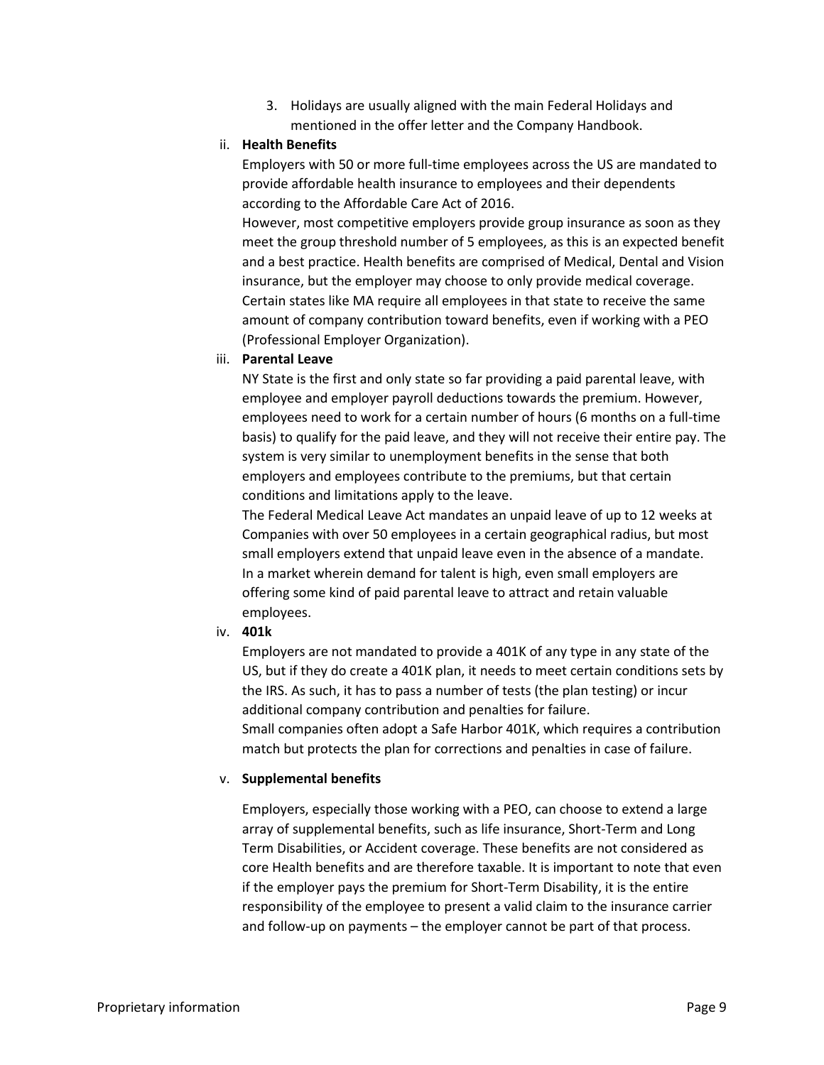3. Holidays are usually aligned with the main Federal Holidays and mentioned in the offer letter and the Company Handbook.

ii. **Health Benefits**

Employers with 50 or more full-time employees across the US are mandated to provide affordable health insurance to employees and their dependents according to the Affordable Care Act of 2016.

However, most competitive employers provide group insurance as soon as they meet the group threshold number of 5 employees, as this is an expected benefit and a best practice. Health benefits are comprised of Medical, Dental and Vision insurance, but the employer may choose to only provide medical coverage. Certain states like MA require all employees in that state to receive the same amount of company contribution toward benefits, even if working with a PEO (Professional Employer Organization).

iii. **Parental Leave**

NY State is the first and only state so far providing a paid parental leave, with employee and employer payroll deductions towards the premium. However, employees need to work for a certain number of hours (6 months on a full-time basis) to qualify for the paid leave, and they will not receive their entire pay. The system is very similar to unemployment benefits in the sense that both employers and employees contribute to the premiums, but that certain conditions and limitations apply to the leave.

The Federal Medical Leave Act mandates an unpaid leave of up to 12 weeks at Companies with over 50 employees in a certain geographical radius, but most small employers extend that unpaid leave even in the absence of a mandate. In a market wherein demand for talent is high, even small employers are offering some kind of paid parental leave to attract and retain valuable employees.

iv. **401k**

Employers are not mandated to provide a 401K of any type in any state of the US, but if they do create a 401K plan, it needs to meet certain conditions sets by the IRS. As such, it has to pass a number of tests (the plan testing) or incur additional company contribution and penalties for failure.

Small companies often adopt a Safe Harbor 401K, which requires a contribution match but protects the plan for corrections and penalties in case of failure.

v. **Supplemental benefits**

Employers, especially those working with a PEO, can choose to extend a large array of supplemental benefits, such as life insurance, Short-Term and Long Term Disabilities, or Accident coverage. These benefits are not considered as core Health benefits and are therefore taxable. It is important to note that even if the employer pays the premium for Short-Term Disability, it is the entire responsibility of the employee to present a valid claim to the insurance carrier and follow-up on payments – the employer cannot be part of that process.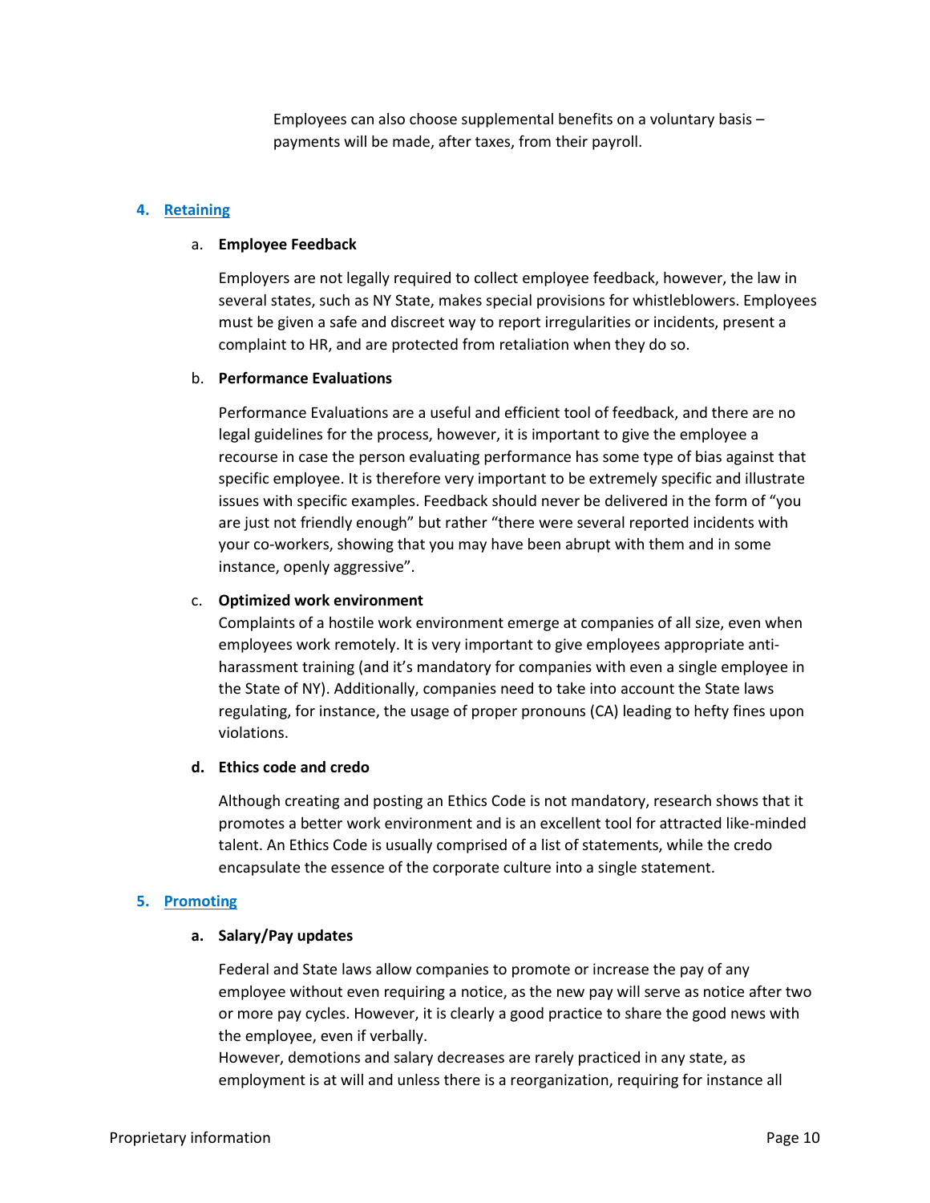Employees can also choose supplemental benefits on a voluntary basis – payments will be made, after taxes, from their payroll.

## 4. Retaining

### a. **Employee Feedback**

Employers are not legally required to collect employee feedback, however, the law in several states, such as NY State, makes special provisions for whistleblowers. Employees must be given a safe and discreet way to report irregularities or incidents, present a complaint to HR, and are protected from retaliation when they do so.

### b. **Performance Evaluations**

Performance Evaluations are a useful and efficient tool of feedback, and there are no legal guidelines for the process, however, it is important to give the employee a recourse in case the person evaluating performance has some type of bias against that specific employee. It is therefore very important to be extremely specific and illustrate issues with specific examples. Feedback should never be delivered in the form of "you are just not friendly enough" but rather "there were several reported incidents with your co-workers, showing that you may have been abrupt with them and in some instance, openly aggressive".

### c. **Optimized work environment**

Complaints of a hostile work environment emerge at companies of all size, even when employees work remotely. It is very important to give employees appropriate anti-harassment training (and it's mandatory for companies with even a single employee in the State of NY). Additionally, companies need to take into account the State laws regulating, for instance, the usage of proper pronouns (CA) leading to hefty fines upon violations.

### d. **Ethics code and credo**

Although creating and posting an Ethics Code is not mandatory, research shows that it promotes a better work environment and is an excellent tool for attracted like-minded talent. An Ethics Code is usually comprised of a list of statements, while the credo encapsulate the essence of the corporate culture into a single statement.

## 5. Promoting

### a. **Salary/Pay updates**

Federal and State laws allow companies to promote or increase the pay of any employee without even requiring a notice, as the new pay will serve as notice after two or more pay cycles. However, it is clearly a good practice to share the good news with the employee, even if verbally.

However, demotions and salary decreases are rarely practiced in any state, as employment is at will and unless there is a reorganization, requiring for instance all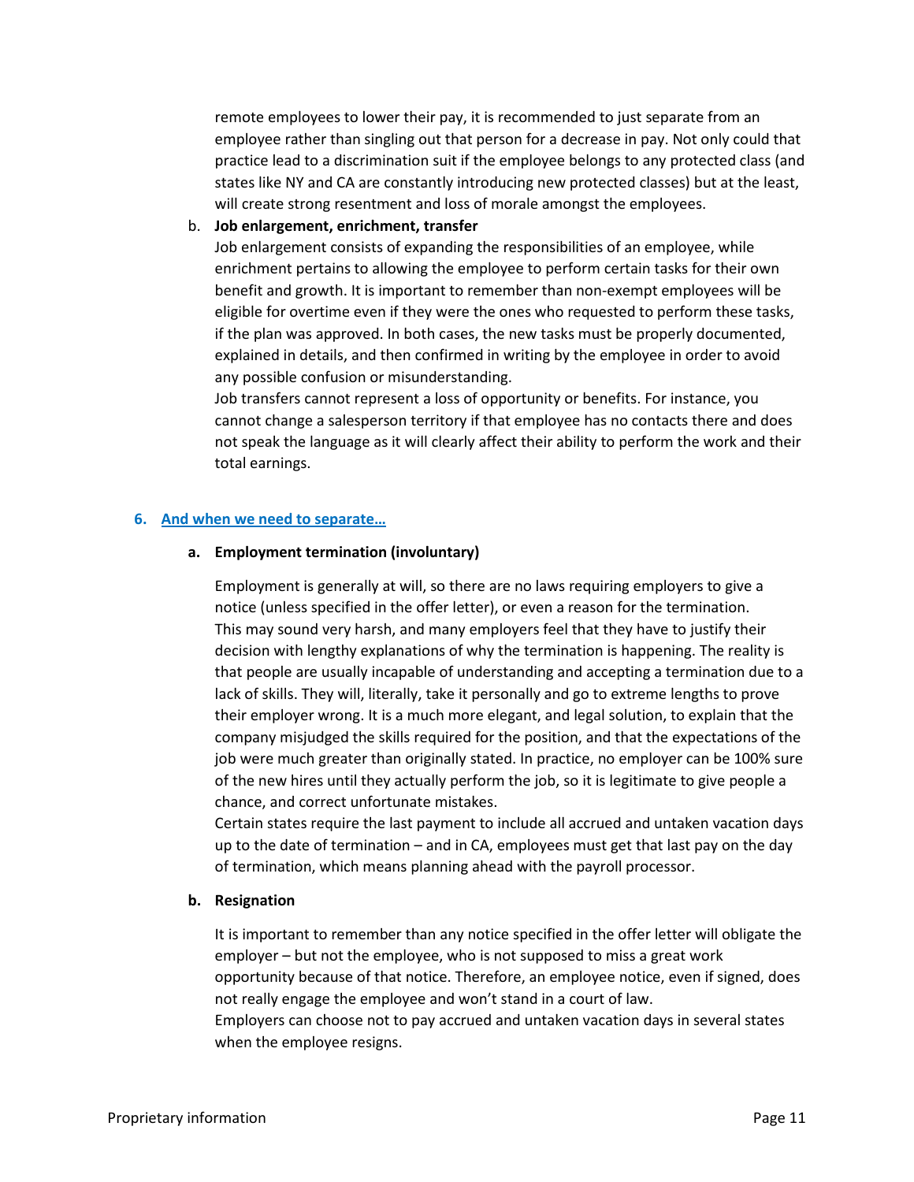remote employees to lower their pay, it is recommended to just separate from an employee rather than singling out that person for a decrease in pay. Not only could that practice lead to a discrimination suit if the employee belongs to any protected class (and states like NY and CA are constantly introducing new protected classes) but at the least, will create strong resentment and loss of morale amongst the employees.

b. **Job enlargement, enrichment, transfer**

Job enlargement consists of expanding the responsibilities of an employee, while enrichment pertains to allowing the employee to perform certain tasks for their own benefit and growth. It is important to remember than non-exempt employees will be eligible for overtime even if they were the ones who requested to perform these tasks, if the plan was approved. In both cases, the new tasks must be properly documented, explained in details, and then confirmed in writing by the employee in order to avoid any possible confusion or misunderstanding.

Job transfers cannot represent a loss of opportunity or benefits. For instance, you cannot change a salesperson territory if that employee has no contacts there and does not speak the language as it will clearly affect their ability to perform the work and their total earnings.

## 6. And when we need to separate…

### a. Employment termination (involuntary)

Employment is generally at will, so there are no laws requiring employers to give a notice (unless specified in the offer letter), or even a reason for the termination. This may sound very harsh, and many employers feel that they have to justify their decision with lengthy explanations of why the termination is happening. The reality is that people are usually incapable of understanding and accepting a termination due to a lack of skills. They will, literally, take it personally and go to extreme lengths to prove their employer wrong. It is a much more elegant, and legal solution, to explain that the company misjudged the skills required for the position, and that the expectations of the job were much greater than originally stated. In practice, no employer can be 100% sure of the new hires until they actually perform the job, so it is legitimate to give people a chance, and correct unfortunate mistakes.

Certain states require the last payment to include all accrued and untaken vacation days up to the date of termination – and in CA, employees must get that last pay on the day of termination, which means planning ahead with the payroll processor.

### b. Resignation

It is important to remember than any notice specified in the offer letter will obligate the employer – but not the employee, who is not supposed to miss a great work opportunity because of that notice. Therefore, an employee notice, even if signed, does not really engage the employee and won't stand in a court of law.

Employers can choose not to pay accrued and untaken vacation days in several states when the employee resigns.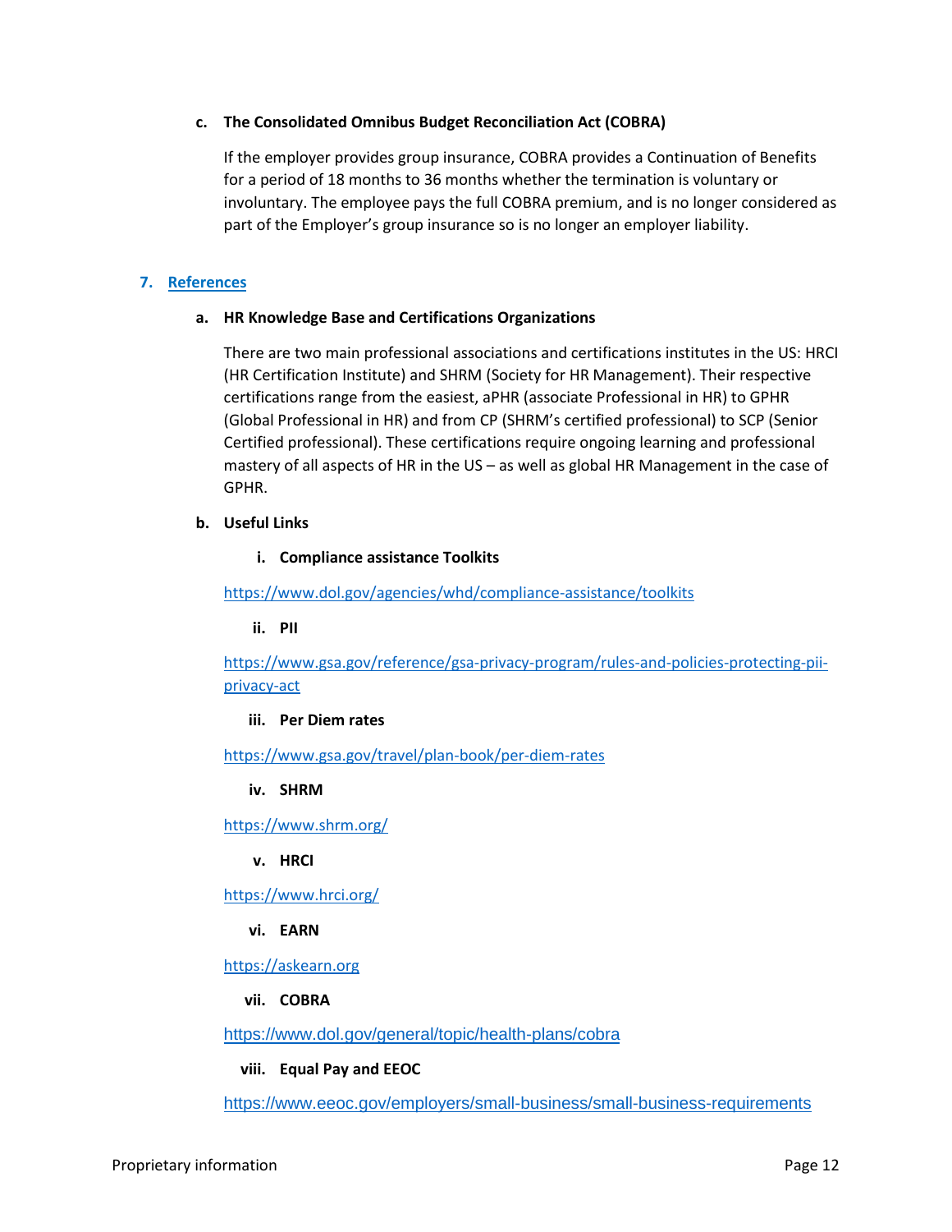#### c. The Consolidated Omnibus Budget Reconciliation Act (COBRA)

If the employer provides group insurance, COBRA provides a Continuation of Benefits for a period of 18 months to 36 months whether the termination is voluntary or involuntary. The employee pays the full COBRA premium, and is no longer considered as part of the Employer's group insurance so is no longer an employer liability.

## 7. References

### a. HR Knowledge Base and Certifications Organizations

There are two main professional associations and certifications institutes in the US: HRCI (HR Certification Institute) and SHRM (Society for HR Management). Their respective certifications range from the easiest, aPHR (associate Professional in HR) to GPHR (Global Professional in HR) and from CP (SHRM's certified professional) to SCP (Senior Certified professional). These certifications require ongoing learning and professional mastery of all aspects of HR in the US – as well as global HR Management in the case of GPHR.

### b. Useful Links

#### i. Compliance assistance Toolkits

https://www.dol.gov/agencies/whd/compliance-assistance/toolkits

#### ii. PII

https://www.gsa.gov/reference/gsa-privacy-program/rules-and-policies-protecting-pii-privacy-act

#### iii. Per Diem rates

https://www.gsa.gov/travel/plan-book/per-diem-rates

#### iv. SHRM

https://www.shrm.org/

#### v. HRCI

https://www.hrci.org/

#### vi. EARN

https://askearn.org

#### vii. COBRA

https://www.dol.gov/general/topic/health-plans/cobra

#### viii. Equal Pay and EEOC

https://www.eeoc.gov/employers/small-business/small-business-requirements

Proprietary information